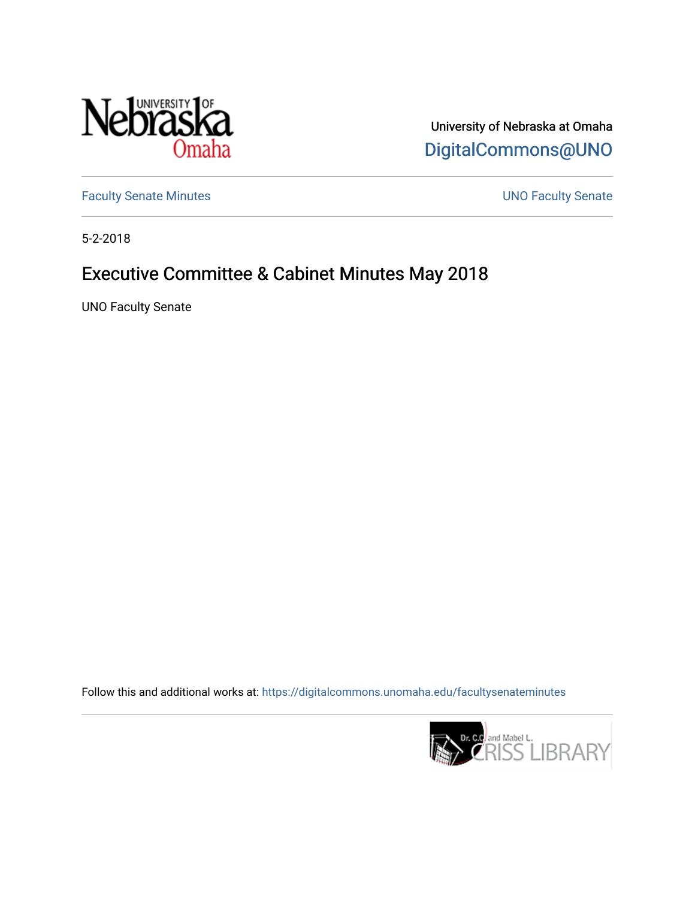University of Nebraska at Omaha

DigitalCommons@UNO

Faculty Senate Minutes

UNO Faculty Senate

5-2-2018

# Executive Committee & Cabinet Minutes May 2018

UNO Faculty Senate

Follow this and additional works at: https://digitalcommons.unomaha.edu/facultysenateminutes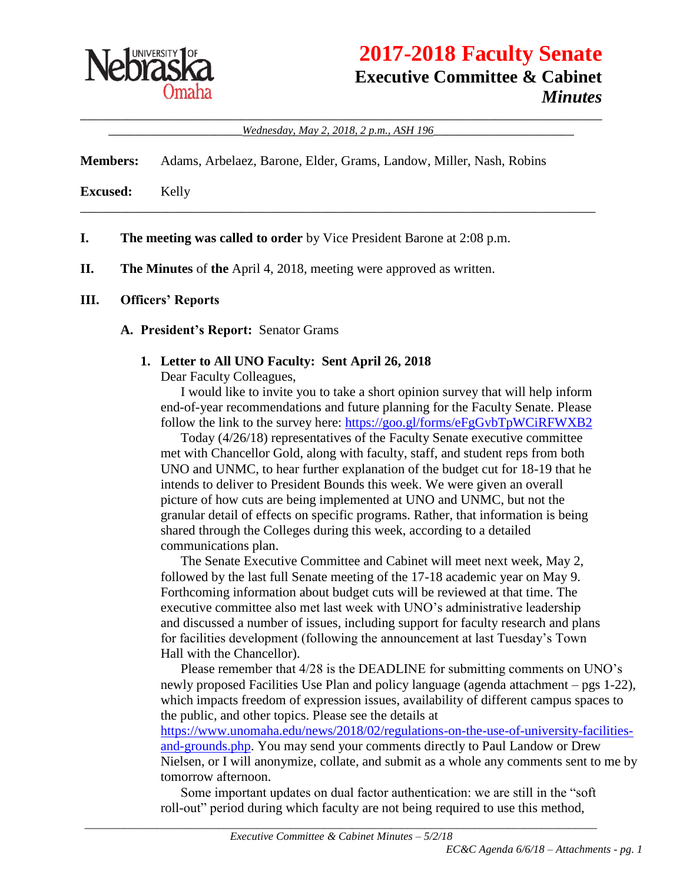# 2017-2018 Faculty Senate

## Executive Committee & Cabinet

### *Minutes*

*Wednesday, May 2, 2018, 2 p.m., ASH 196*

**Members:** Adams, Arbelaez, Barone, Elder, Grams, Landow, Miller, Nash, Robins

**Excused:** Kelly

**I. The meeting was called to order** by Vice President Barone at 2:08 p.m.

**II. The Minutes of the** April 4, 2018, meeting were approved as written.

**III. Officers' Reports**

**A. President's Report:** Senator Grams

**1. Letter to All UNO Faculty: Sent April 26, 2018**

Dear Faculty Colleagues,

I would like to invite you to take a short opinion survey that will help inform end-of-year recommendations and future planning for the Faculty Senate. Please follow the link to the survey here: https://goo.gl/forms/eFgGvbTpWCiRFWXB2

Today (4/26/18) representatives of the Faculty Senate executive committee met with Chancellor Gold, along with faculty, staff, and student reps from both UNO and UNMC, to hear further explanation of the budget cut for 18-19 that he intends to deliver to President Bounds this week. We were given an overall picture of how cuts are being implemented at UNO and UNMC, but not the granular detail of effects on specific programs. Rather, that information is being shared through the Colleges during this week, according to a detailed communications plan.

The Senate Executive Committee and Cabinet will meet next week, May 2, followed by the last full Senate meeting of the 17-18 academic year on May 9. Forthcoming information about budget cuts will be reviewed at that time. The executive committee also met last week with UNO's administrative leadership and discussed a number of issues, including support for faculty research and plans for facilities development (following the announcement at last Tuesday's Town Hall with the Chancellor).

Please remember that 4/28 is the DEADLINE for submitting comments on UNO's newly proposed Facilities Use Plan and policy language (agenda attachment – pgs 1-22), which impacts freedom of expression issues, availability of different campus spaces to the public, and other topics. Please see the details at https://www.unomaha.edu/news/2018/02/regulations-on-the-use-of-university-facilities-and-grounds.php. You may send your comments directly to Paul Landow or Drew Nielsen, or I will anonymize, collate, and submit as a whole any comments sent to me by tomorrow afternoon.

Some important updates on dual factor authentication: we are still in the "soft roll-out" period during which faculty are not being required to use this method,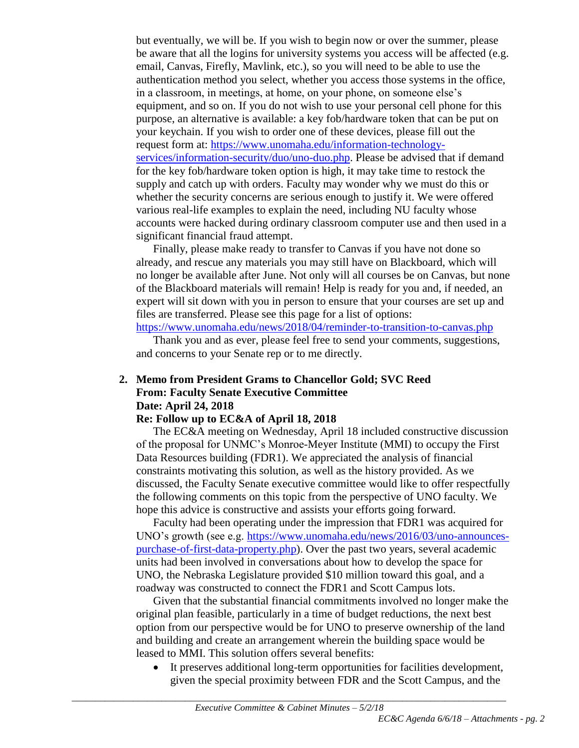but eventually, we will be. If you wish to begin now or over the summer, please be aware that all the logins for university systems you access will be affected (e.g. email, Canvas, Firefly, Mavlink, etc.), so you will need to be able to use the authentication method you select, whether you access those systems in the office, in a classroom, in meetings, at home, on your phone, on someone else's equipment, and so on. If you do not wish to use your personal cell phone for this purpose, an alternative is available: a key fob/hardware token that can be put on your keychain. If you wish to order one of these devices, please fill out the request form at: https://www.unomaha.edu/information-technology-services/information-security/duo/uno-duo.php. Please be advised that if demand for the key fob/hardware token option is high, it may take time to restock the supply and catch up with orders. Faculty may wonder why we must do this or whether the security concerns are serious enough to justify it. We were offered various real-life examples to explain the need, including NU faculty whose accounts were hacked during ordinary classroom computer use and then used in a significant financial fraud attempt.

Finally, please make ready to transfer to Canvas if you have not done so already, and rescue any materials you may still have on Blackboard, which will no longer be available after June. Not only will all courses be on Canvas, but none of the Blackboard materials will remain! Help is ready for you and, if needed, an expert will sit down with you in person to ensure that your courses are set up and files are transferred. Please see this page for a list of options: https://www.unomaha.edu/news/2018/04/reminder-to-transition-to-canvas.php

Thank you and as ever, please feel free to send your comments, suggestions, and concerns to your Senate rep or to me directly.

2. **Memo from President Grams to Chancellor Gold; SVC Reed**
   **From: Faculty Senate Executive Committee**
   **Date: April 24, 2018**
   **Re: Follow up to EC&A of April 18, 2018**

The EC&A meeting on Wednesday, April 18 included constructive discussion of the proposal for UNMC's Monroe-Meyer Institute (MMI) to occupy the First Data Resources building (FDR1). We appreciated the analysis of financial constraints motivating this solution, as well as the history provided. As we discussed, the Faculty Senate executive committee would like to offer respectfully the following comments on this topic from the perspective of UNO faculty. We hope this advice is constructive and assists your efforts going forward.

Faculty had been operating under the impression that FDR1 was acquired for UNO's growth (see e.g. https://www.unomaha.edu/news/2016/03/uno-announces-purchase-of-first-data-property.php). Over the past two years, several academic units had been involved in conversations about how to develop the space for UNO, the Nebraska Legislature provided $10 million toward this goal, and a roadway was constructed to connect the FDR1 and Scott Campus lots.

Given that the substantial financial commitments involved no longer make the original plan feasible, particularly in a time of budget reductions, the next best option from our perspective would be for UNO to preserve ownership of the land and building and create an arrangement wherein the building space would be leased to MMI. This solution offers several benefits:

- It preserves additional long-term opportunities for facilities development, given the special proximity between FDR and the Scott Campus, and the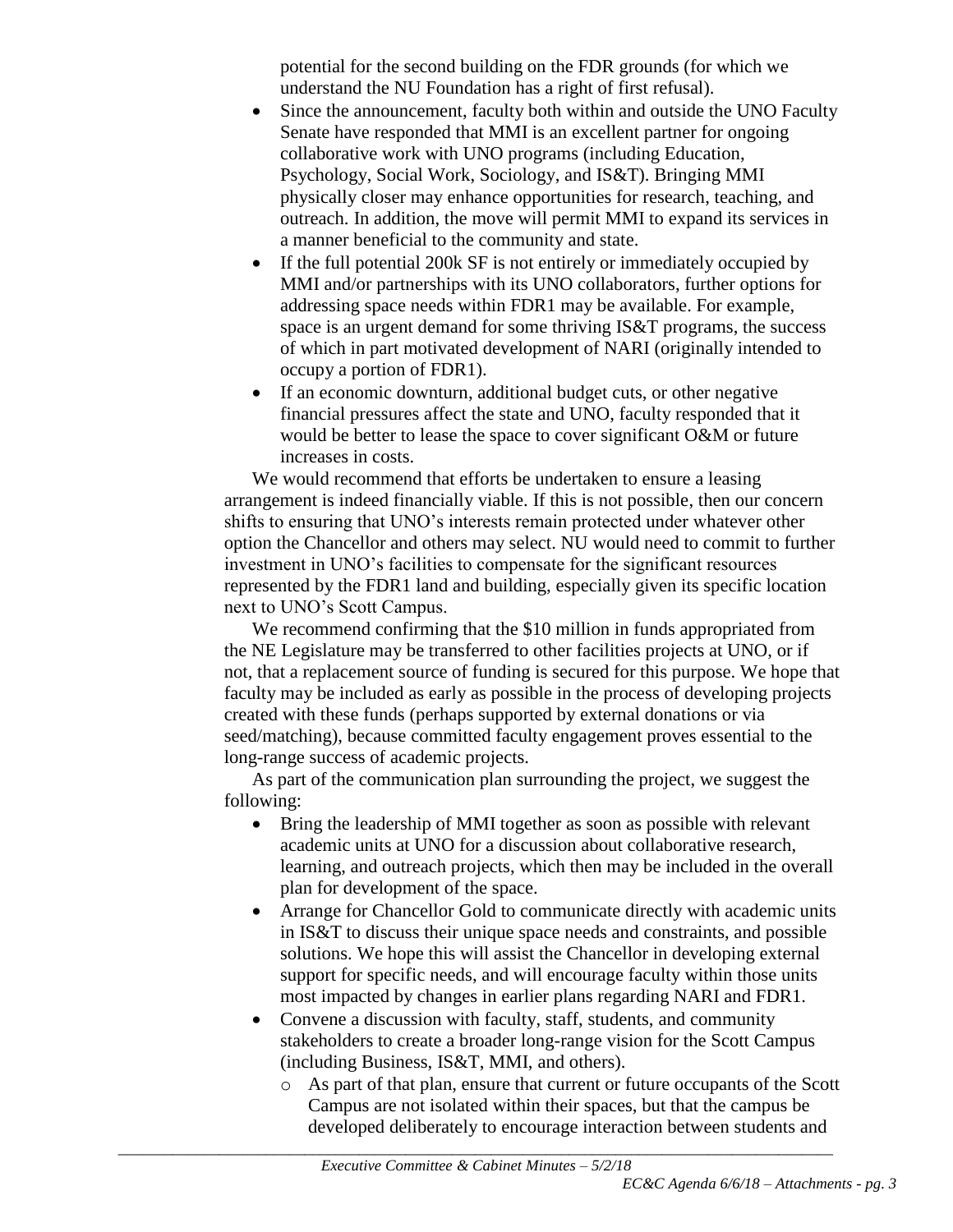potential for the second building on the FDR grounds (for which we understand the NU Foundation has a right of first refusal).

- Since the announcement, faculty both within and outside the UNO Faculty Senate have responded that MMI is an excellent partner for ongoing collaborative work with UNO programs (including Education, Psychology, Social Work, Sociology, and IS&T). Bringing MMI physically closer may enhance opportunities for research, teaching, and outreach. In addition, the move will permit MMI to expand its services in a manner beneficial to the community and state.
- If the full potential 200k SF is not entirely or immediately occupied by MMI and/or partnerships with its UNO collaborators, further options for addressing space needs within FDR1 may be available. For example, space is an urgent demand for some thriving IS&T programs, the success of which in part motivated development of NARI (originally intended to occupy a portion of FDR1).
- If an economic downturn, additional budget cuts, or other negative financial pressures affect the state and UNO, faculty responded that it would be better to lease the space to cover significant O&M or future increases in costs.

We would recommend that efforts be undertaken to ensure a leasing arrangement is indeed financially viable. If this is not possible, then our concern shifts to ensuring that UNO's interests remain protected under whatever other option the Chancellor and others may select. NU would need to commit to further investment in UNO's facilities to compensate for the significant resources represented by the FDR1 land and building, especially given its specific location next to UNO's Scott Campus.

We recommend confirming that the $10 million in funds appropriated from the NE Legislature may be transferred to other facilities projects at UNO, or if not, that a replacement source of funding is secured for this purpose. We hope that faculty may be included as early as possible in the process of developing projects created with these funds (perhaps supported by external donations or via seed/matching), because committed faculty engagement proves essential to the long-range success of academic projects.

As part of the communication plan surrounding the project, we suggest the following:

- Bring the leadership of MMI together as soon as possible with relevant academic units at UNO for a discussion about collaborative research, learning, and outreach projects, which then may be included in the overall plan for development of the space.
- Arrange for Chancellor Gold to communicate directly with academic units in IS&T to discuss their unique space needs and constraints, and possible solutions. We hope this will assist the Chancellor in developing external support for specific needs, and will encourage faculty within those units most impacted by changes in earlier plans regarding NARI and FDR1.
- Convene a discussion with faculty, staff, students, and community stakeholders to create a broader long-range vision for the Scott Campus (including Business, IS&T, MMI, and others).
  - As part of that plan, ensure that current or future occupants of the Scott Campus are not isolated within their spaces, but that the campus be developed deliberately to encourage interaction between students and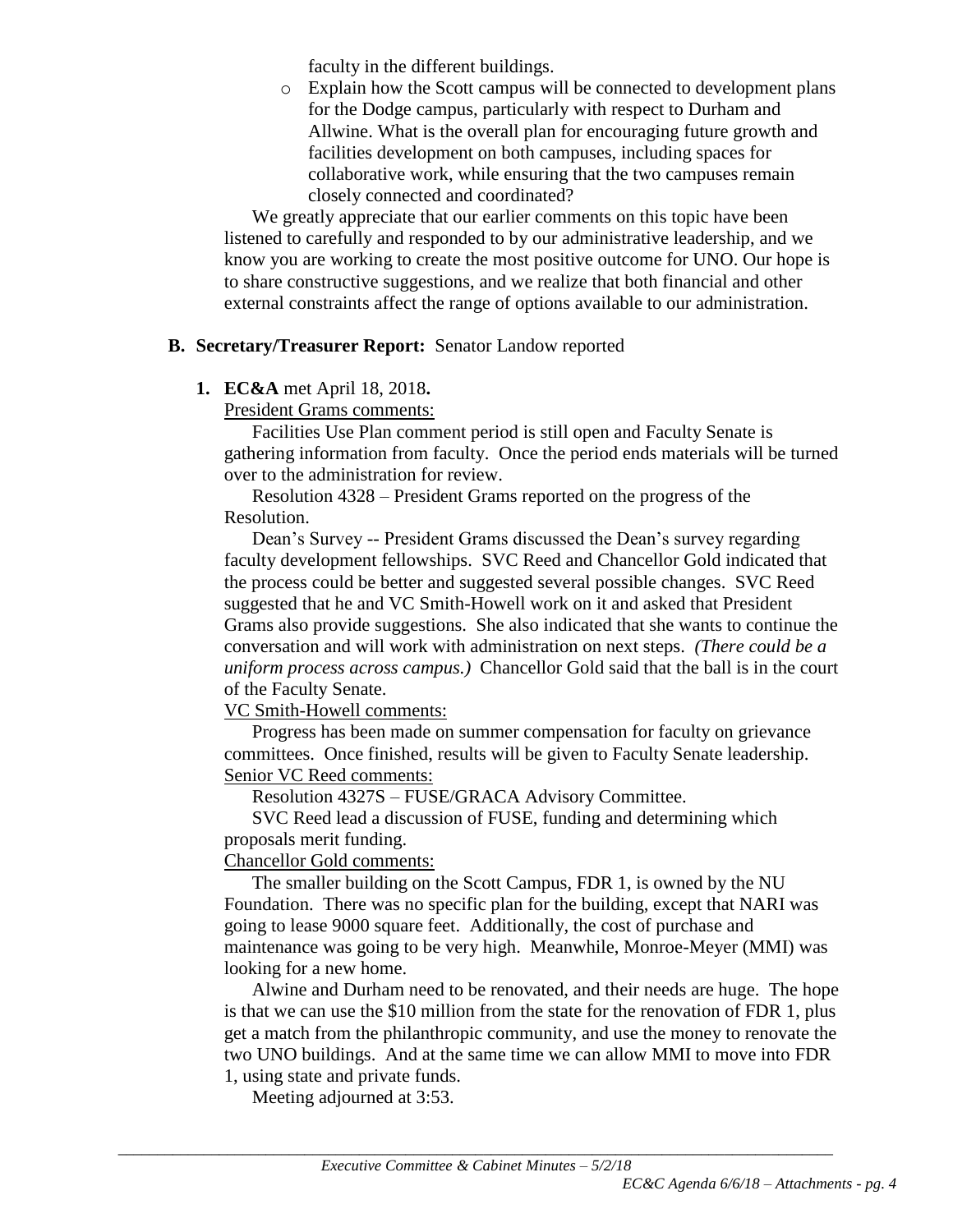faculty in the different buildings.

- Explain how the Scott campus will be connected to development plans for the Dodge campus, particularly with respect to Durham and Allwine. What is the overall plan for encouraging future growth and facilities development on both campuses, including spaces for collaborative work, while ensuring that the two campuses remain closely connected and coordinated?

We greatly appreciate that our earlier comments on this topic have been listened to carefully and responded to by our administrative leadership, and we know you are working to create the most positive outcome for UNO. Our hope is to share constructive suggestions, and we realize that both financial and other external constraints affect the range of options available to our administration.

**B. Secretary/Treasurer Report:** Senator Landow reported

**1. EC&A** met April 18, 2018**.**

President Grams comments:

Facilities Use Plan comment period is still open and Faculty Senate is gathering information from faculty. Once the period ends materials will be turned over to the administration for review.

Resolution 4328 – President Grams reported on the progress of the Resolution.

Dean's Survey -- President Grams discussed the Dean's survey regarding faculty development fellowships. SVC Reed and Chancellor Gold indicated that the process could be better and suggested several possible changes. SVC Reed suggested that he and VC Smith-Howell work on it and asked that President Grams also provide suggestions. She also indicated that she wants to continue the conversation and will work with administration on next steps. *(There could be a uniform process across campus.)* Chancellor Gold said that the ball is in the court of the Faculty Senate.

VC Smith-Howell comments:

Progress has been made on summer compensation for faculty on grievance committees. Once finished, results will be given to Faculty Senate leadership.

Senior VC Reed comments:

Resolution 4327S – FUSE/GRACA Advisory Committee.

SVC Reed lead a discussion of FUSE, funding and determining which proposals merit funding.

Chancellor Gold comments:

The smaller building on the Scott Campus, FDR 1, is owned by the NU Foundation. There was no specific plan for the building, except that NARI was going to lease 9000 square feet. Additionally, the cost of purchase and maintenance was going to be very high. Meanwhile, Monroe-Meyer (MMI) was looking for a new home.

Alwine and Durham need to be renovated, and their needs are huge. The hope is that we can use the $10 million from the state for the renovation of FDR 1, plus get a match from the philanthropic community, and use the money to renovate the two UNO buildings. And at the same time we can allow MMI to move into FDR 1, using state and private funds.

Meeting adjourned at 3:53.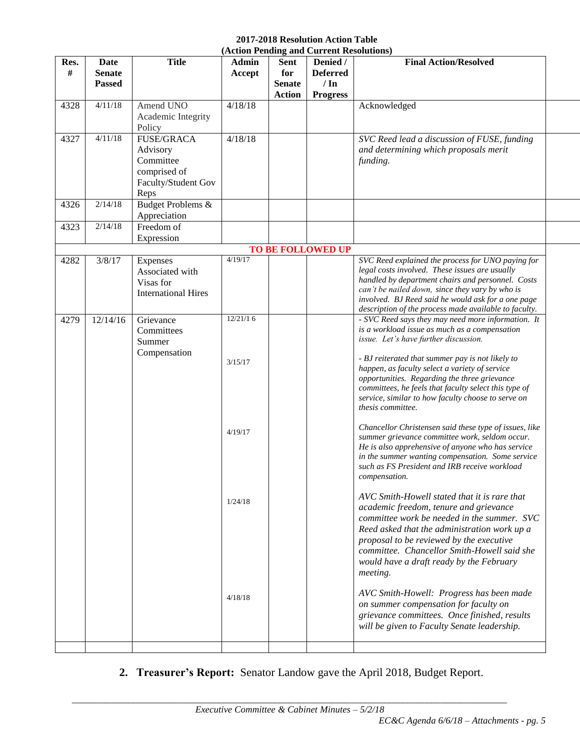**2017-2018 Resolution Action Table (Action Pending and Current Resolutions)**

| Res. # | Date Senate Passed | Title | Admin Accept | Sent for Senate Action | Denied / Deferred / In Progress | Final Action/Resolved |
|---|---|---|---|---|---|---|
| 4328 | 4/11/18 | Amend UNO Academic Integrity Policy | 4/18/18 | | | Acknowledged |
| 4327 | 4/11/18 | FUSE/GRACA Advisory Committee comprised of Faculty/Student Gov Reps | 4/18/18 | | | *SVC Reed lead a discussion of FUSE, funding and determining which proposals merit funding.* |
| 4326 | 2/14/18 | Budget Problems & Appreciation | | | | |
| 4323 | 2/14/18 | Freedom of Expression | | | | |
| **TO BE FOLLOWED UP** | | | | | | |
| 4282 | 3/8/17 | Expenses Associated with Visas for International Hires | 4/19/17 | | | *SVC Reed explained the process for UNO paying for legal costs involved. These issues are usually handled by department chairs and personnel. Costs can't be nailed down, since they vary by who is involved. BJ Reed said he would ask for a one page description of the process made available to faculty.* |
| 4279 | 12/14/16 | Grievance Committees Summer Compensation | 12/21/16 | | | *- SVC Reed says they may need more information. It is a workload issue as much as a compensation issue. Let's have further discussion.* |
| | | | 3/15/17 | | | *- BJ reiterated that summer pay is not likely to happen, as faculty select a variety of service opportunities. Regarding the three grievance committees, he feels that faculty select this type of service, similar to how faculty choose to serve on thesis committee.* |
| | | | 4/19/17 | | | *Chancellor Christensen said these type of issues, like summer grievance committee work, seldom occur. He is also apprehensive of anyone who has service in the summer wanting compensation. Some service such as FS President and IRB receive workload compensation.* |
| | | | 1/24/18 | | | *AVC Smith-Howell stated that it is rare that academic freedom, tenure and grievance committee work be needed in the summer. SVC Reed asked that the administration work up a proposal to be reviewed by the executive committee. Chancellor Smith-Howell said she would have a draft ready by the February meeting.* |
| | | | 4/18/18 | | | *AVC Smith-Howell: Progress has been made on summer compensation for faculty on grievance committees. Once finished, results will be given to Faculty Senate leadership.* |

2. **Treasurer's Report:** Senator Landow gave the April 2018, Budget Report.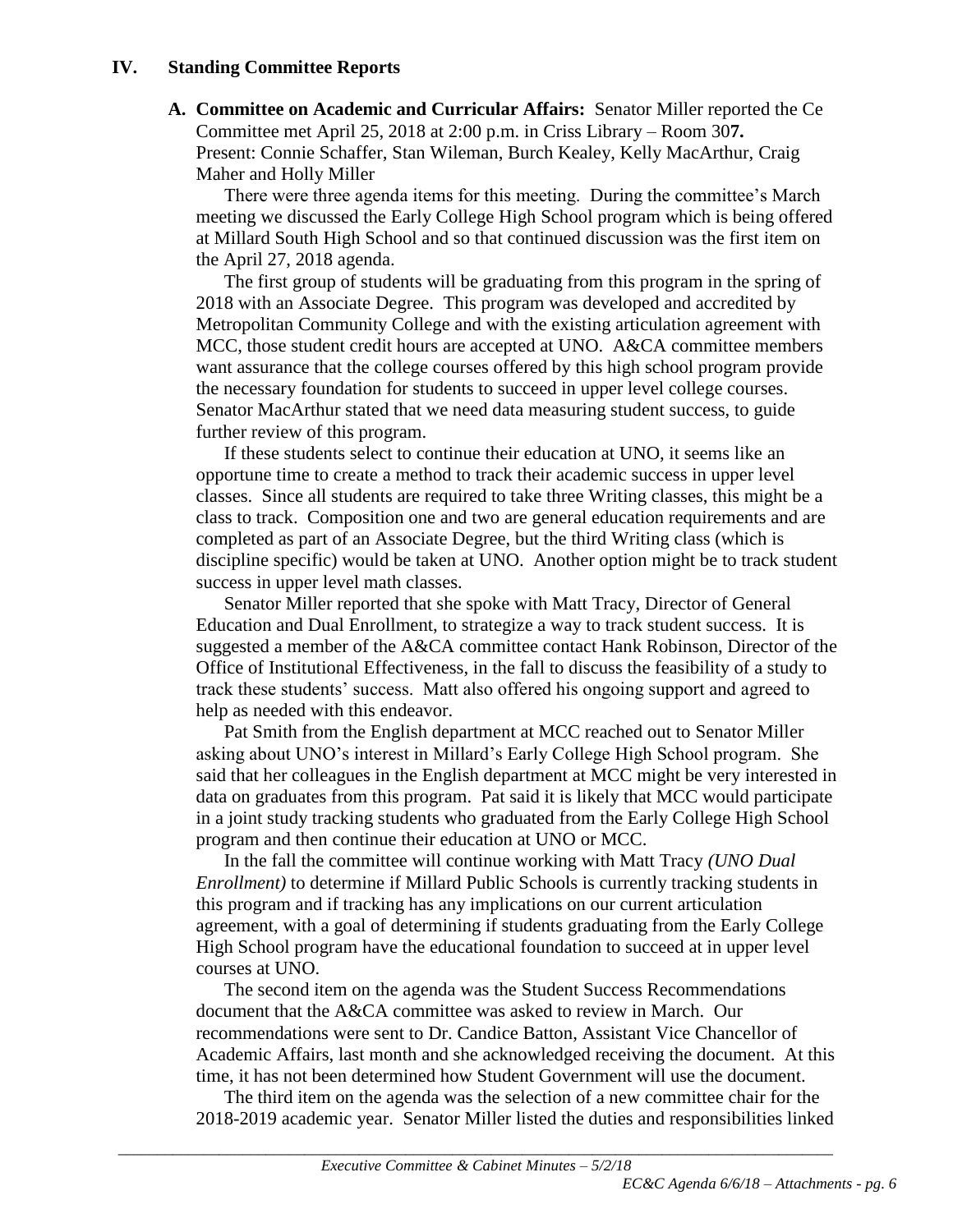## IV. Standing Committee Reports

**A. Committee on Academic and Curricular Affairs:** Senator Miller reported the Ce Committee met April 25, 2018 at 2:00 p.m. in Criss Library – Room 30**7.** Present: Connie Schaffer, Stan Wileman, Burch Kealey, Kelly MacArthur, Craig Maher and Holly Miller

There were three agenda items for this meeting. During the committee's March meeting we discussed the Early College High School program which is being offered at Millard South High School and so that continued discussion was the first item on the April 27, 2018 agenda.

The first group of students will be graduating from this program in the spring of 2018 with an Associate Degree. This program was developed and accredited by Metropolitan Community College and with the existing articulation agreement with MCC, those student credit hours are accepted at UNO. A&CA committee members want assurance that the college courses offered by this high school program provide the necessary foundation for students to succeed in upper level college courses. Senator MacArthur stated that we need data measuring student success, to guide further review of this program.

If these students select to continue their education at UNO, it seems like an opportune time to create a method to track their academic success in upper level classes. Since all students are required to take three Writing classes, this might be a class to track. Composition one and two are general education requirements and are completed as part of an Associate Degree, but the third Writing class (which is discipline specific) would be taken at UNO. Another option might be to track student success in upper level math classes.

Senator Miller reported that she spoke with Matt Tracy, Director of General Education and Dual Enrollment, to strategize a way to track student success. It is suggested a member of the A&CA committee contact Hank Robinson, Director of the Office of Institutional Effectiveness, in the fall to discuss the feasibility of a study to track these students' success. Matt also offered his ongoing support and agreed to help as needed with this endeavor.

Pat Smith from the English department at MCC reached out to Senator Miller asking about UNO's interest in Millard's Early College High School program. She said that her colleagues in the English department at MCC might be very interested in data on graduates from this program. Pat said it is likely that MCC would participate in a joint study tracking students who graduated from the Early College High School program and then continue their education at UNO or MCC.

In the fall the committee will continue working with Matt Tracy *(UNO Dual Enrollment)* to determine if Millard Public Schools is currently tracking students in this program and if tracking has any implications on our current articulation agreement, with a goal of determining if students graduating from the Early College High School program have the educational foundation to succeed at in upper level courses at UNO.

The second item on the agenda was the Student Success Recommendations document that the A&CA committee was asked to review in March. Our recommendations were sent to Dr. Candice Batton, Assistant Vice Chancellor of Academic Affairs, last month and she acknowledged receiving the document. At this time, it has not been determined how Student Government will use the document.

The third item on the agenda was the selection of a new committee chair for the 2018-2019 academic year. Senator Miller listed the duties and responsibilities linked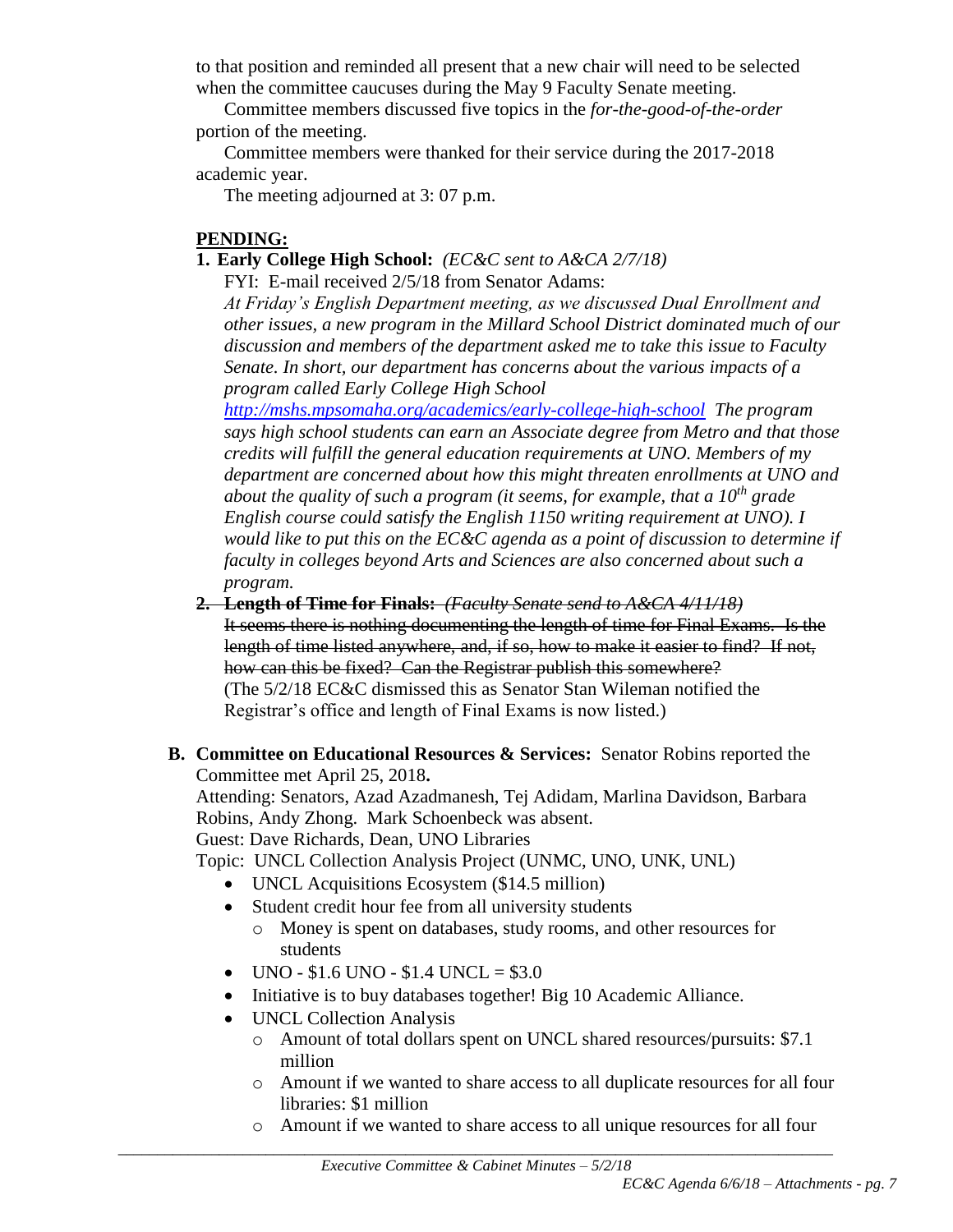to that position and reminded all present that a new chair will need to be selected when the committee caucuses during the May 9 Faculty Senate meeting.

Committee members discussed five topics in the *for-the-good-of-the-order* portion of the meeting.

Committee members were thanked for their service during the 2017-2018 academic year.

The meeting adjourned at 3: 07 p.m.

**PENDING:**

1. **Early College High School:** *(EC&C sent to A&CA 2/7/18)*

   FYI: E-mail received 2/5/18 from Senator Adams:

   *At Friday's English Department meeting, as we discussed Dual Enrollment and other issues, a new program in the Millard School District dominated much of our discussion and members of the department asked me to take this issue to Faculty Senate. In short, our department has concerns about the various impacts of a program called Early College High School* *http://mshs.mpsomaha.org/academics/early-college-high-school* *The program says high school students can earn an Associate degree from Metro and that those credits will fulfill the general education requirements at UNO. Members of my department are concerned about how this might threaten enrollments at UNO and about the quality of such a program (it seems, for example, that a 10th grade English course could satisfy the English 1150 writing requirement at UNO). I would like to put this on the EC&C agenda as a point of discussion to determine if faculty in colleges beyond Arts and Sciences are also concerned about such a program.*

2. ~~**Length of Time for Finals:** *(Faculty Senate send to A&CA 4/11/18)*~~

   ~~It seems there is nothing documenting the length of time for Final Exams. Is the length of time listed anywhere, and, if so, how to make it easier to find? If not, how can this be fixed? Can the Registrar publish this somewhere?~~

   (The 5/2/18 EC&C dismissed this as Senator Stan Wileman notified the Registrar's office and length of Final Exams is now listed.)

**B. Committee on Educational Resources & Services:** Senator Robins reported the Committee met April 25, 2018**.**

Attending: Senators, Azad Azadmanesh, Tej Adidam, Marlina Davidson, Barbara Robins, Andy Zhong. Mark Schoenbeck was absent.

Guest: Dave Richards, Dean, UNO Libraries

Topic: UNCL Collection Analysis Project (UNMC, UNO, UNK, UNL)

- UNCL Acquisitions Ecosystem ($14.5 million)
- Student credit hour fee from all university students
  - Money is spent on databases, study rooms, and other resources for students
- UNO - $1.6 UNO - $1.4 UNCL = $3.0
- Initiative is to buy databases together! Big 10 Academic Alliance.
- UNCL Collection Analysis
  - Amount of total dollars spent on UNCL shared resources/pursuits: $7.1 million
  - Amount if we wanted to share access to all duplicate resources for all four libraries: $1 million
  - Amount if we wanted to share access to all unique resources for all four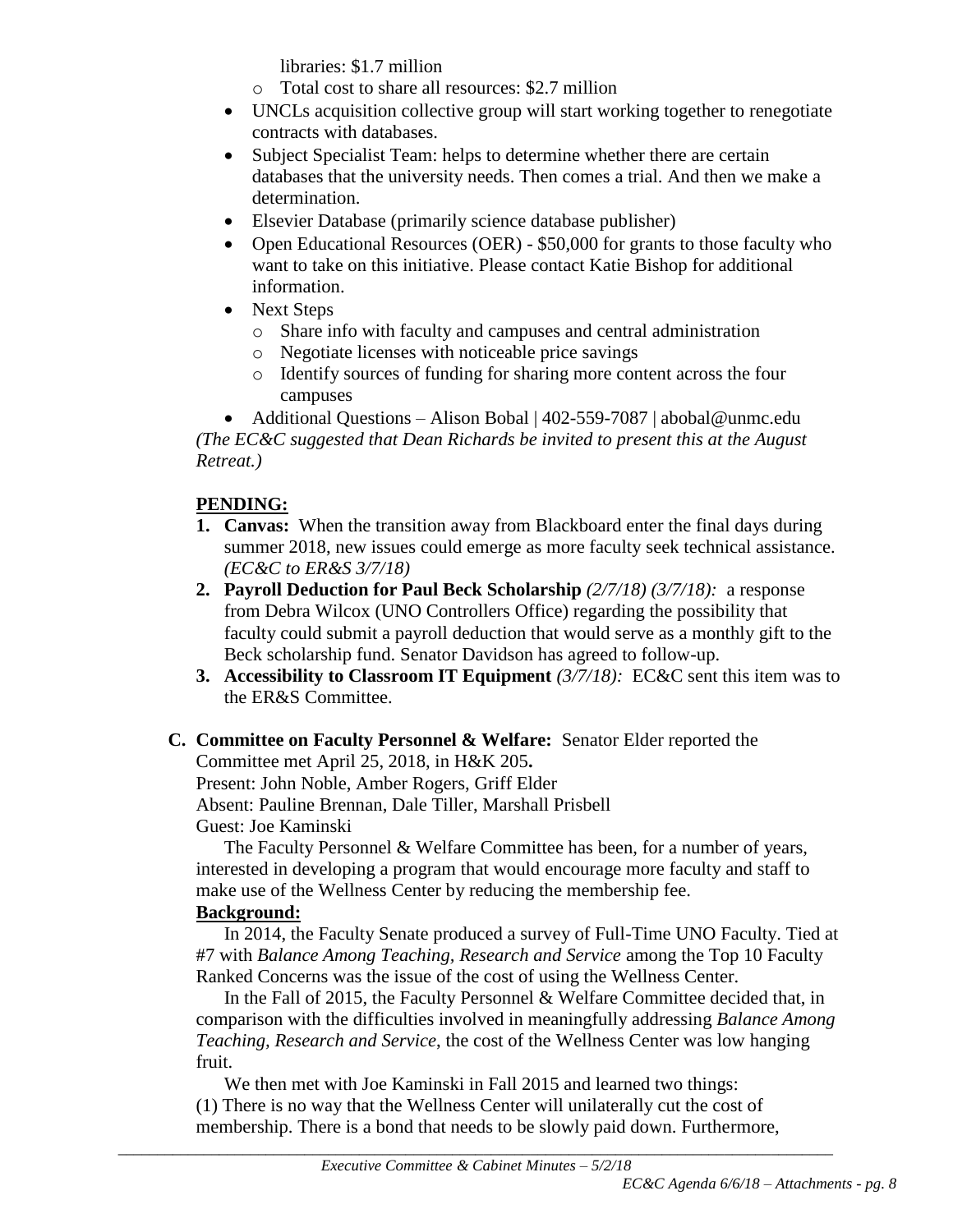libraries: \$1.7 million

- Total cost to share all resources: \$2.7 million

- UNCLs acquisition collective group will start working together to renegotiate contracts with databases.
- Subject Specialist Team: helps to determine whether there are certain databases that the university needs. Then comes a trial. And then we make a determination.
- Elsevier Database (primarily science database publisher)
- Open Educational Resources (OER) - \$50,000 for grants to those faculty who want to take on this initiative. Please contact Katie Bishop for additional information.
- Next Steps
  - Share info with faculty and campuses and central administration
  - Negotiate licenses with noticeable price savings
  - Identify sources of funding for sharing more content across the four campuses
- Additional Questions – Alison Bobal | 402-559-7087 | abobal@unmc.edu

*(The EC&C suggested that Dean Richards be invited to present this at the August Retreat.)*

**PENDING:**

1. **Canvas:** When the transition away from Blackboard enter the final days during summer 2018, new issues could emerge as more faculty seek technical assistance. *(EC&C to ER&S 3/7/18)*
2. **Payroll Deduction for Paul Beck Scholarship** *(2/7/18) (3/7/18):* a response from Debra Wilcox (UNO Controllers Office) regarding the possibility that faculty could submit a payroll deduction that would serve as a monthly gift to the Beck scholarship fund. Senator Davidson has agreed to follow-up.
3. **Accessibility to Classroom IT Equipment** *(3/7/18):* EC&C sent this item was to the ER&S Committee.

**C. Committee on Faculty Personnel & Welfare:** Senator Elder reported the Committee met April 25, 2018, in H&K 205**.**
Present: John Noble, Amber Rogers, Griff Elder
Absent: Pauline Brennan, Dale Tiller, Marshall Prisbell
Guest: Joe Kaminski

The Faculty Personnel & Welfare Committee has been, for a number of years, interested in developing a program that would encourage more faculty and staff to make use of the Wellness Center by reducing the membership fee.

**Background:**

In 2014, the Faculty Senate produced a survey of Full-Time UNO Faculty. Tied at #7 with *Balance Among Teaching, Research and Service* among the Top 10 Faculty Ranked Concerns was the issue of the cost of using the Wellness Center.

In the Fall of 2015, the Faculty Personnel & Welfare Committee decided that, in comparison with the difficulties involved in meaningfully addressing *Balance Among Teaching, Research and Service*, the cost of the Wellness Center was low hanging fruit.

We then met with Joe Kaminski in Fall 2015 and learned two things:
(1) There is no way that the Wellness Center will unilaterally cut the cost of membership. There is a bond that needs to be slowly paid down. Furthermore,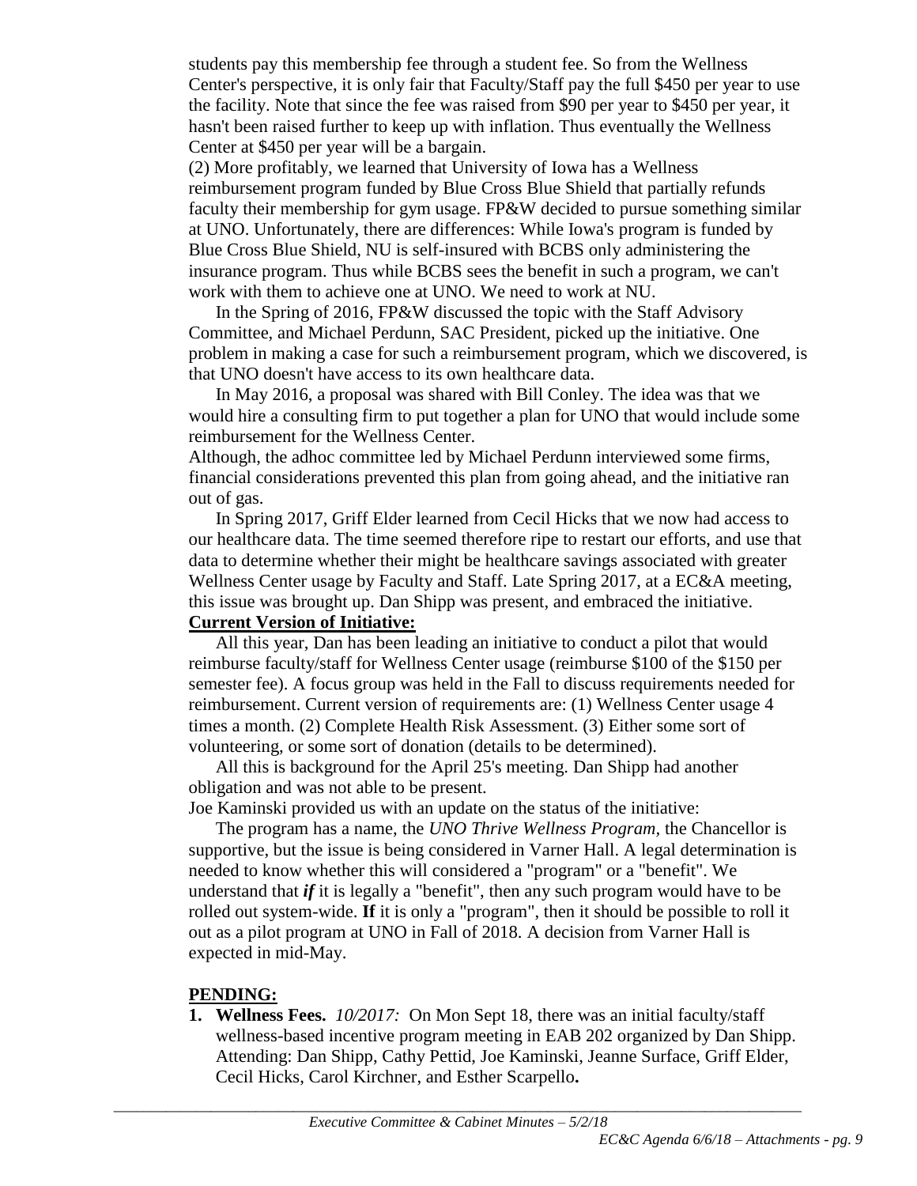students pay this membership fee through a student fee. So from the Wellness Center's perspective, it is only fair that Faculty/Staff pay the full $450 per year to use the facility. Note that since the fee was raised from $90 per year to $450 per year, it hasn't been raised further to keep up with inflation. Thus eventually the Wellness Center at $450 per year will be a bargain.

(2) More profitably, we learned that University of Iowa has a Wellness reimbursement program funded by Blue Cross Blue Shield that partially refunds faculty their membership for gym usage. FP&W decided to pursue something similar at UNO. Unfortunately, there are differences: While Iowa's program is funded by Blue Cross Blue Shield, NU is self-insured with BCBS only administering the insurance program. Thus while BCBS sees the benefit in such a program, we can't work with them to achieve one at UNO. We need to work at NU.

In the Spring of 2016, FP&W discussed the topic with the Staff Advisory Committee, and Michael Perdunn, SAC President, picked up the initiative. One problem in making a case for such a reimbursement program, which we discovered, is that UNO doesn't have access to its own healthcare data.

In May 2016, a proposal was shared with Bill Conley. The idea was that we would hire a consulting firm to put together a plan for UNO that would include some reimbursement for the Wellness Center.

Although, the adhoc committee led by Michael Perdunn interviewed some firms, financial considerations prevented this plan from going ahead, and the initiative ran out of gas.

In Spring 2017, Griff Elder learned from Cecil Hicks that we now had access to our healthcare data. The time seemed therefore ripe to restart our efforts, and use that data to determine whether their might be healthcare savings associated with greater Wellness Center usage by Faculty and Staff. Late Spring 2017, at a EC&A meeting, this issue was brought up. Dan Shipp was present, and embraced the initiative.

**Current Version of Initiative:**

All this year, Dan has been leading an initiative to conduct a pilot that would reimburse faculty/staff for Wellness Center usage (reimburse $100 of the $150 per semester fee). A focus group was held in the Fall to discuss requirements needed for reimbursement. Current version of requirements are: (1) Wellness Center usage 4 times a month. (2) Complete Health Risk Assessment. (3) Either some sort of volunteering, or some sort of donation (details to be determined).

All this is background for the April 25's meeting. Dan Shipp had another obligation and was not able to be present.

Joe Kaminski provided us with an update on the status of the initiative:

The program has a name, the *UNO Thrive Wellness Program*, the Chancellor is supportive, but the issue is being considered in Varner Hall. A legal determination is needed to know whether this will considered a "program" or a "benefit". We understand that ***if*** it is legally a "benefit", then any such program would have to be rolled out system-wide. **If** it is only a "program", then it should be possible to roll it out as a pilot program at UNO in Fall of 2018. A decision from Varner Hall is expected in mid-May.

**PENDING:**

1. **Wellness Fees.** *10/2017:* On Mon Sept 18, there was an initial faculty/staff wellness-based incentive program meeting in EAB 202 organized by Dan Shipp. Attending: Dan Shipp, Cathy Pettid, Joe Kaminski, Jeanne Surface, Griff Elder, Cecil Hicks, Carol Kirchner, and Esther Scarpello**.**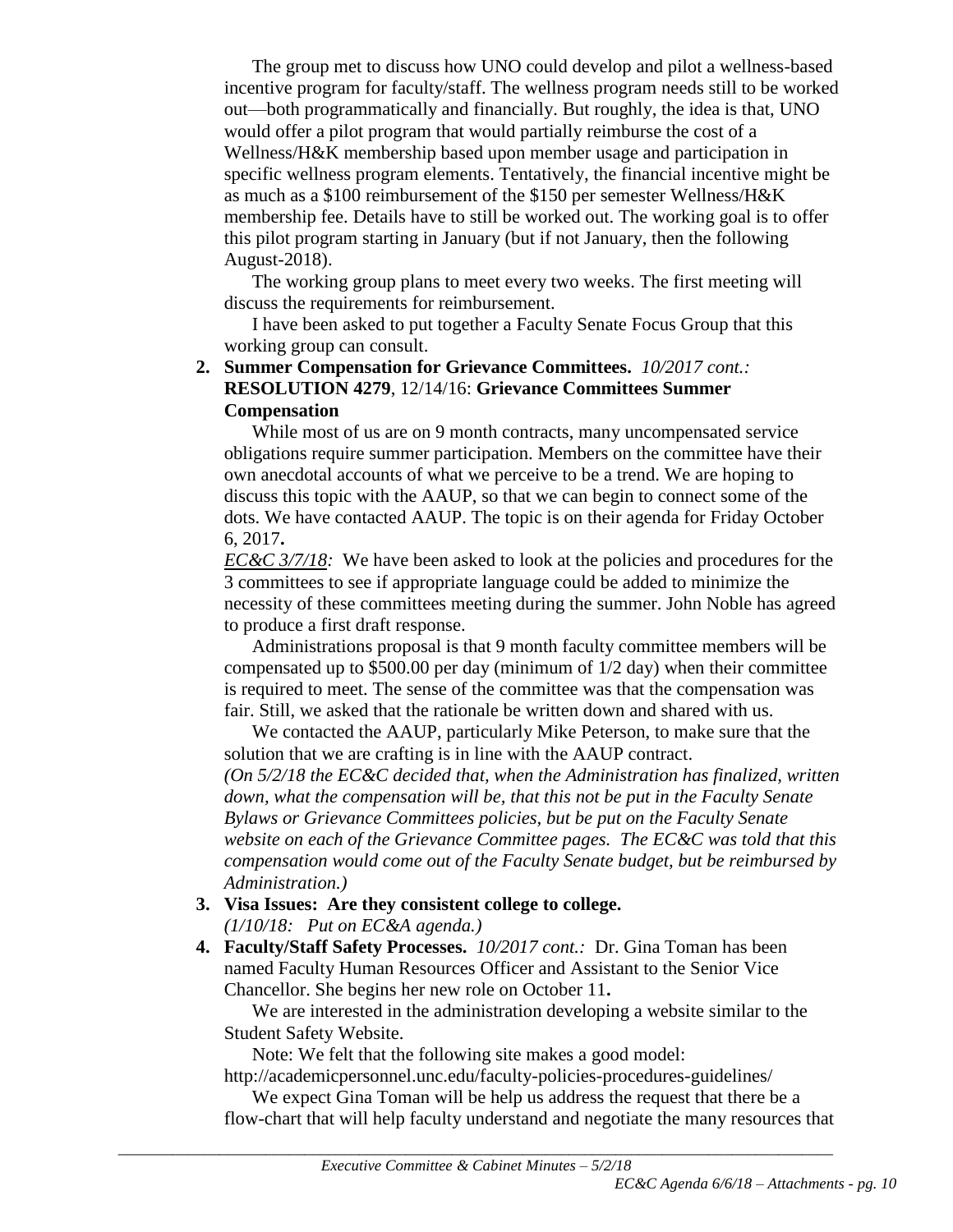The group met to discuss how UNO could develop and pilot a wellness-based incentive program for faculty/staff. The wellness program needs still to be worked out—both programmatically and financially. But roughly, the idea is that, UNO would offer a pilot program that would partially reimburse the cost of a Wellness/H&K membership based upon member usage and participation in specific wellness program elements. Tentatively, the financial incentive might be as much as a $100 reimbursement of the $150 per semester Wellness/H&K membership fee. Details have to still be worked out. The working goal is to offer this pilot program starting in January (but if not January, then the following August-2018).

The working group plans to meet every two weeks. The first meeting will discuss the requirements for reimbursement.

I have been asked to put together a Faculty Senate Focus Group that this working group can consult.

2. **Summer Compensation for Grievance Committees.** *10/2017 cont.:* **RESOLUTION 4279**, 12/14/16: **Grievance Committees Summer Compensation**

   While most of us are on 9 month contracts, many uncompensated service obligations require summer participation. Members on the committee have their own anecdotal accounts of what we perceive to be a trend. We are hoping to discuss this topic with the AAUP, so that we can begin to connect some of the dots. We have contacted AAUP. The topic is on their agenda for Friday October 6, 2017**.**

   *EC&C 3/7/18:* We have been asked to look at the policies and procedures for the 3 committees to see if appropriate language could be added to minimize the necessity of these committees meeting during the summer. John Noble has agreed to produce a first draft response.

   Administrations proposal is that 9 month faculty committee members will be compensated up to $500.00 per day (minimum of 1/2 day) when their committee is required to meet. The sense of the committee was that the compensation was fair. Still, we asked that the rationale be written down and shared with us.

   We contacted the AAUP, particularly Mike Peterson, to make sure that the solution that we are crafting is in line with the AAUP contract.

   *(On 5/2/18 the EC&C decided that, when the Administration has finalized, written down, what the compensation will be, that this not be put in the Faculty Senate Bylaws or Grievance Committees policies, but be put on the Faculty Senate website on each of the Grievance Committee pages. The EC&C was told that this compensation would come out of the Faculty Senate budget, but be reimbursed by Administration.)*

3. **Visa Issues: Are they consistent college to college.**
   *(1/10/18: Put on EC&A agenda.)*

4. **Faculty/Staff Safety Processes.** *10/2017 cont.:* Dr. Gina Toman has been named Faculty Human Resources Officer and Assistant to the Senior Vice Chancellor. She begins her new role on October 11**.**

   We are interested in the administration developing a website similar to the Student Safety Website.

   Note: We felt that the following site makes a good model: http://academicpersonnel.unc.edu/faculty-policies-procedures-guidelines/

   We expect Gina Toman will be help us address the request that there be a flow-chart that will help faculty understand and negotiate the many resources that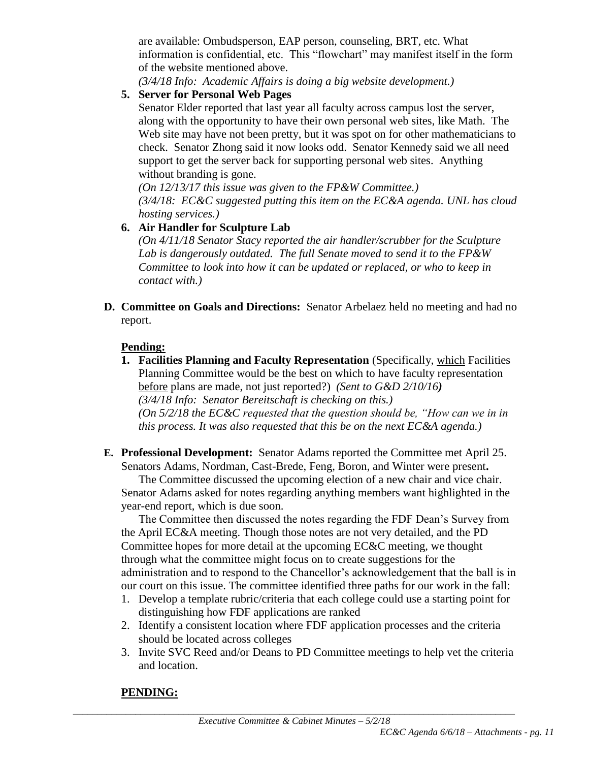are available: Ombudsperson, EAP person, counseling, BRT, etc. What information is confidential, etc. This "flowchart" may manifest itself in the form of the website mentioned above.

*(3/4/18 Info: Academic Affairs is doing a big website development.)*

5. **Server for Personal Web Pages**

   Senator Elder reported that last year all faculty across campus lost the server, along with the opportunity to have their own personal web sites, like Math. The Web site may have not been pretty, but it was spot on for other mathematicians to check. Senator Zhong said it now looks odd. Senator Kennedy said we all need support to get the server back for supporting personal web sites. Anything without branding is gone.

   *(On 12/13/17 this issue was given to the FP&W Committee.)*

   *(3/4/18: EC&C suggested putting this item on the EC&A agenda. UNL has cloud hosting services.)*

6. **Air Handler for Sculpture Lab**

   *(On 4/11/18 Senator Stacy reported the air handler/scrubber for the Sculpture Lab is dangerously outdated. The full Senate moved to send it to the FP&W Committee to look into how it can be updated or replaced, or who to keep in contact with.)*

**D. Committee on Goals and Directions:** Senator Arbelaez held no meeting and had no report.

**Pending:**

1. **Facilities Planning and Faculty Representation** (Specifically, which Facilities Planning Committee would be the best on which to have faculty representation before plans are made, not just reported?) *(Sent to G&D 2/10/16)*

   *(3/4/18 Info: Senator Bereitschaft is checking on this.)*

   *(On 5/2/18 the EC&C requested that the question should be, "How can we in in this process. It was also requested that this be on the next EC&A agenda.)*

**E. Professional Development:** Senator Adams reported the Committee met April 25. Senators Adams, Nordman, Cast-Brede, Feng, Boron, and Winter were present**.**

The Committee discussed the upcoming election of a new chair and vice chair. Senator Adams asked for notes regarding anything members want highlighted in the year-end report, which is due soon.

The Committee then discussed the notes regarding the FDF Dean's Survey from the April EC&A meeting. Though those notes are not very detailed, and the PD Committee hopes for more detail at the upcoming EC&C meeting, we thought through what the committee might focus on to create suggestions for the administration and to respond to the Chancellor's acknowledgement that the ball is in our court on this issue. The committee identified three paths for our work in the fall:

1. Develop a template rubric/criteria that each college could use a starting point for distinguishing how FDF applications are ranked
2. Identify a consistent location where FDF application processes and the criteria should be located across colleges
3. Invite SVC Reed and/or Deans to PD Committee meetings to help vet the criteria and location.

**PENDING:**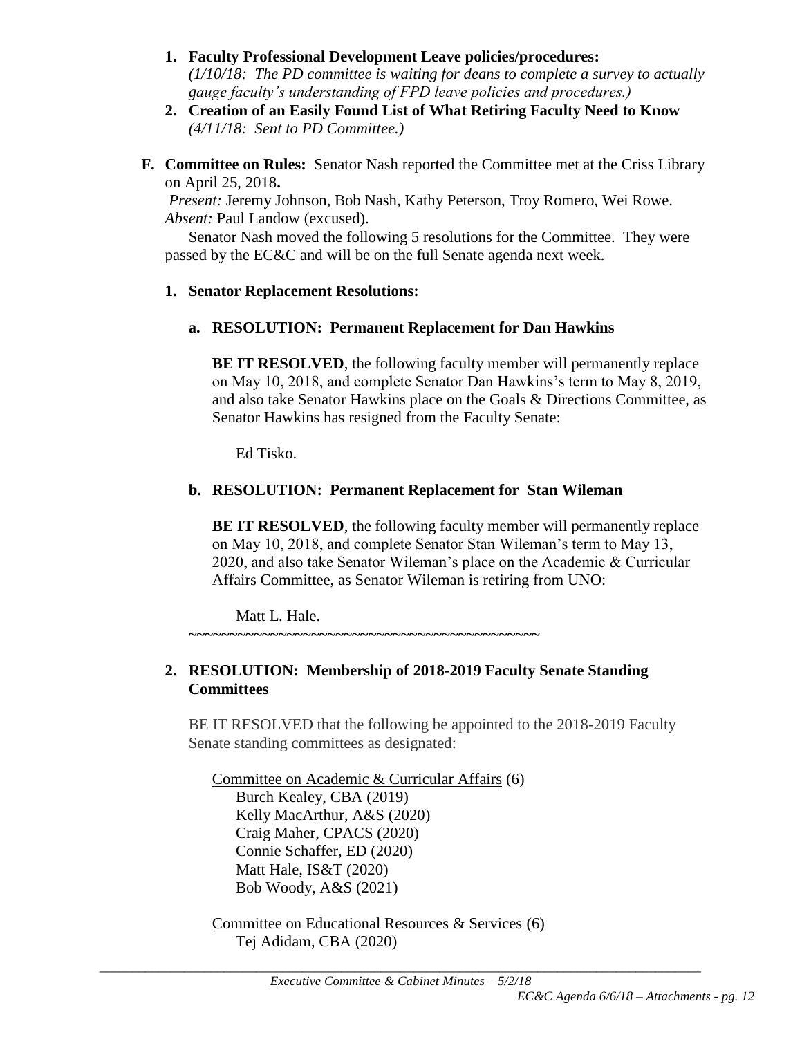1. **Faculty Professional Development Leave policies/procedures:** *(1/10/18: The PD committee is waiting for deans to complete a survey to actually gauge faculty's understanding of FPD leave policies and procedures.)*
2. **Creation of an Easily Found List of What Retiring Faculty Need to Know** *(4/11/18: Sent to PD Committee.)*

**F. Committee on Rules:** Senator Nash reported the Committee met at the Criss Library on April 25, 2018**.**

*Present:* Jeremy Johnson, Bob Nash, Kathy Peterson, Troy Romero, Wei Rowe. *Absent:* Paul Landow (excused).

Senator Nash moved the following 5 resolutions for the Committee. They were passed by the EC&C and will be on the full Senate agenda next week.

**1. Senator Replacement Resolutions:**

**a. RESOLUTION: Permanent Replacement for Dan Hawkins**

**BE IT RESOLVED**, the following faculty member will permanently replace on May 10, 2018, and complete Senator Dan Hawkins's term to May 8, 2019, and also take Senator Hawkins place on the Goals & Directions Committee, as Senator Hawkins has resigned from the Faculty Senate:

Ed Tisko.

**b. RESOLUTION: Permanent Replacement for Stan Wileman**

**BE IT RESOLVED**, the following faculty member will permanently replace on May 10, 2018, and complete Senator Stan Wileman's term to May 13, 2020, and also take Senator Wileman's place on the Academic & Curricular Affairs Committee, as Senator Wileman is retiring from UNO:

Matt L. Hale.

~~~~~~~~~~~~~~~~~~~~~~~~~~~~~~~~~~~~~~~~~~~~~~

**2. RESOLUTION: Membership of 2018-2019 Faculty Senate Standing Committees**

BE IT RESOLVED that the following be appointed to the 2018-2019 Faculty Senate standing committees as designated:

Committee on Academic & Curricular Affairs (6)
- Burch Kealey, CBA (2019)
- Kelly MacArthur, A&S (2020)
- Craig Maher, CPACS (2020)
- Connie Schaffer, ED (2020)
- Matt Hale, IS&T (2020)
- Bob Woody, A&S (2021)

Committee on Educational Resources & Services (6)
- Tej Adidam, CBA (2020)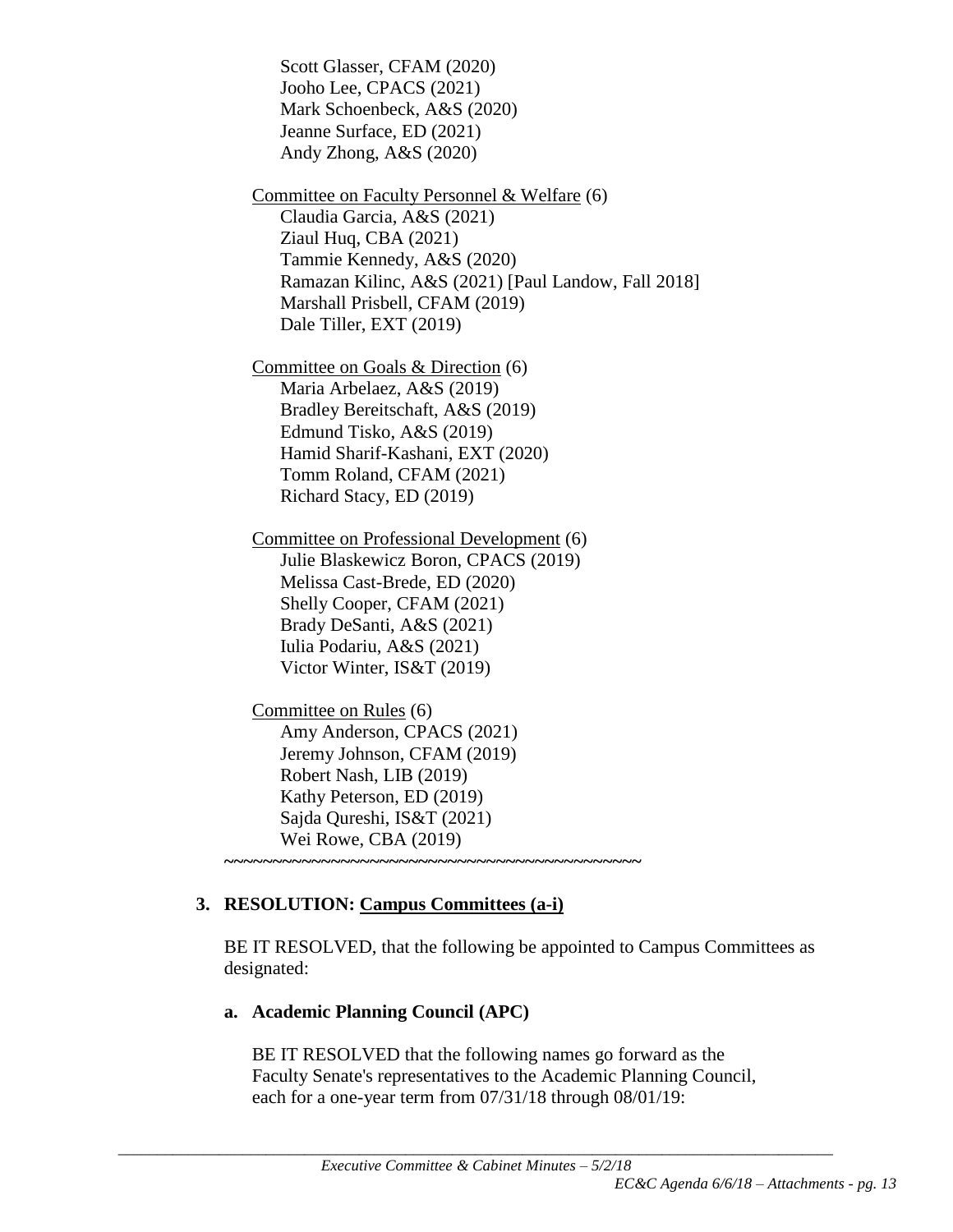Scott Glasser, CFAM (2020)
Jooho Lee, CPACS (2021)
Mark Schoenbeck, A&S (2020)
Jeanne Surface, ED (2021)
Andy Zhong, A&S (2020)

Committee on Faculty Personnel & Welfare (6)
Claudia Garcia, A&S (2021)
Ziaul Huq, CBA (2021)
Tammie Kennedy, A&S (2020)
Ramazan Kilinc, A&S (2021) [Paul Landow, Fall 2018]
Marshall Prisbell, CFAM (2019)
Dale Tiller, EXT (2019)

Committee on Goals & Direction (6)
Maria Arbelaez, A&S (2019)
Bradley Bereitschaft, A&S (2019)
Edmund Tisko, A&S (2019)
Hamid Sharif-Kashani, EXT (2020)
Tomm Roland, CFAM (2021)
Richard Stacy, ED (2019)

Committee on Professional Development (6)
Julie Blaskewicz Boron, CPACS (2019)
Melissa Cast-Brede, ED (2020)
Shelly Cooper, CFAM (2021)
Brady DeSanti, A&S (2021)
Iulia Podariu, A&S (2021)
Victor Winter, IS&T (2019)

Committee on Rules (6)
Amy Anderson, CPACS (2021)
Jeremy Johnson, CFAM (2019)
Robert Nash, LIB (2019)
Kathy Peterson, ED (2019)
Sajda Qureshi, IS&T (2021)
Wei Rowe, CBA (2019)

~~~~~~~~~~~~~~~~~~~~~~~~~~~~~~~~~~~~~~~~~~~~~~

**3. RESOLUTION: Campus Committees (a-i)**

BE IT RESOLVED, that the following be appointed to Campus Committees as designated:

**a. Academic Planning Council (APC)**

BE IT RESOLVED that the following names go forward as the Faculty Senate's representatives to the Academic Planning Council, each for a one-year term from 07/31/18 through 08/01/19: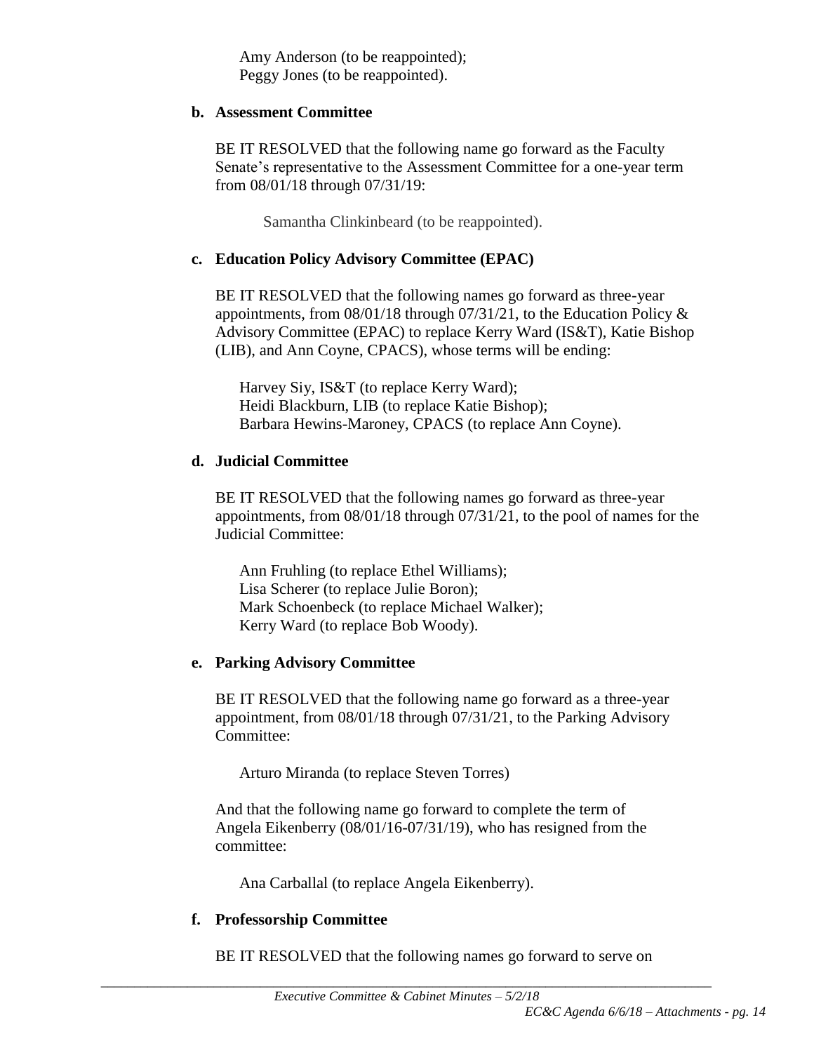Amy Anderson (to be reappointed);
Peggy Jones (to be reappointed).

**b. Assessment Committee**

BE IT RESOLVED that the following name go forward as the Faculty Senate's representative to the Assessment Committee for a one-year term from 08/01/18 through 07/31/19:

Samantha Clinkinbeard (to be reappointed).

**c. Education Policy Advisory Committee (EPAC)**

BE IT RESOLVED that the following names go forward as three-year appointments, from 08/01/18 through 07/31/21, to the Education Policy & Advisory Committee (EPAC) to replace Kerry Ward (IS&T), Katie Bishop (LIB), and Ann Coyne, CPACS), whose terms will be ending:

Harvey Siy, IS&T (to replace Kerry Ward);
Heidi Blackburn, LIB (to replace Katie Bishop);
Barbara Hewins-Maroney, CPACS (to replace Ann Coyne).

**d. Judicial Committee**

BE IT RESOLVED that the following names go forward as three-year appointments, from 08/01/18 through 07/31/21, to the pool of names for the Judicial Committee:

Ann Fruhling (to replace Ethel Williams);
Lisa Scherer (to replace Julie Boron);
Mark Schoenbeck (to replace Michael Walker);
Kerry Ward (to replace Bob Woody).

**e. Parking Advisory Committee**

BE IT RESOLVED that the following name go forward as a three-year appointment, from 08/01/18 through 07/31/21, to the Parking Advisory Committee:

Arturo Miranda (to replace Steven Torres)

And that the following name go forward to complete the term of Angela Eikenberry (08/01/16-07/31/19), who has resigned from the committee:

Ana Carballal (to replace Angela Eikenberry).

**f. Professorship Committee**

BE IT RESOLVED that the following names go forward to serve on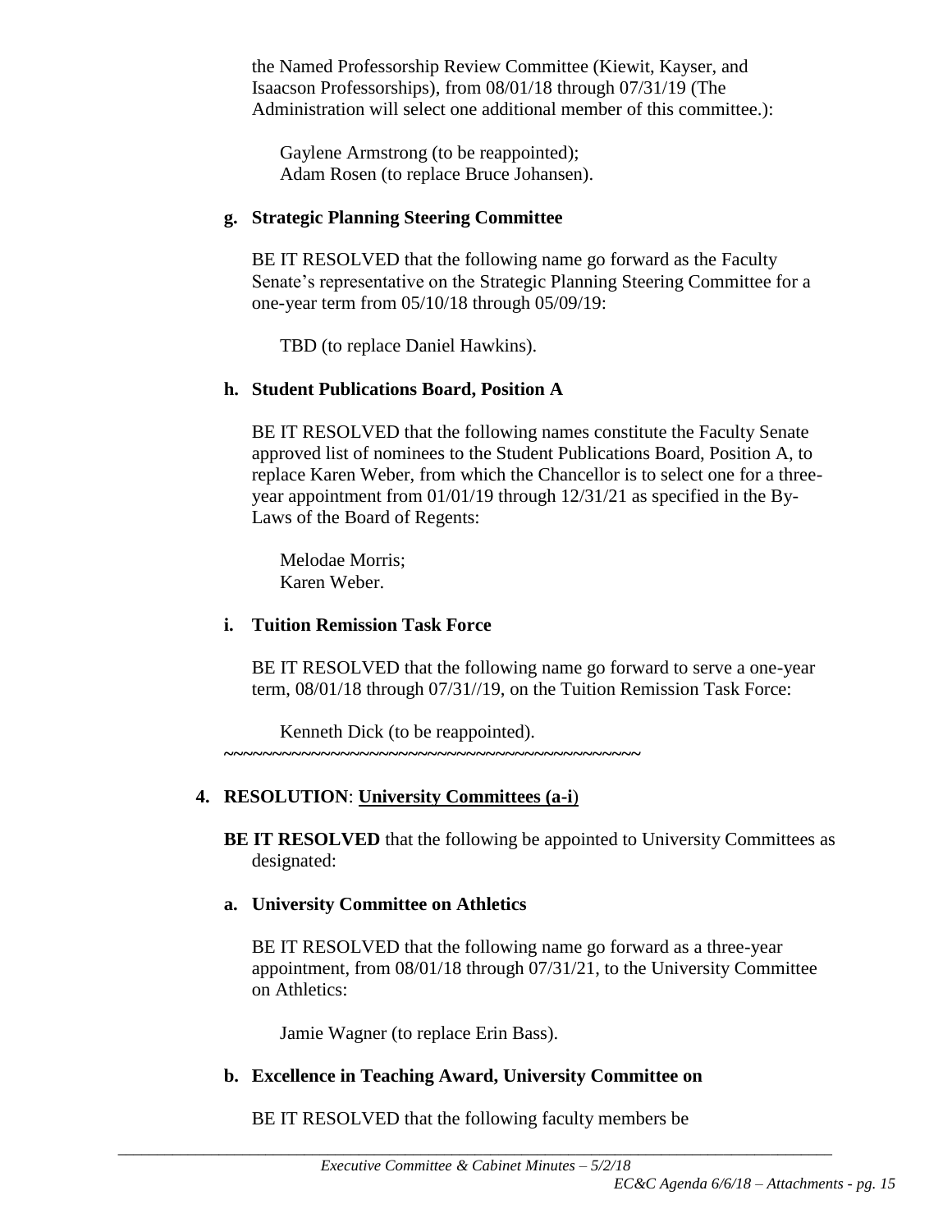the Named Professorship Review Committee (Kiewit, Kayser, and Isaacson Professorships), from 08/01/18 through 07/31/19 (The Administration will select one additional member of this committee.):

Gaylene Armstrong (to be reappointed);
Adam Rosen (to replace Bruce Johansen).

**g. Strategic Planning Steering Committee**

BE IT RESOLVED that the following name go forward as the Faculty Senate's representative on the Strategic Planning Steering Committee for a one-year term from 05/10/18 through 05/09/19:

TBD (to replace Daniel Hawkins).

**h. Student Publications Board, Position A**

BE IT RESOLVED that the following names constitute the Faculty Senate approved list of nominees to the Student Publications Board, Position A, to replace Karen Weber, from which the Chancellor is to select one for a three-year appointment from 01/01/19 through 12/31/21 as specified in the By-Laws of the Board of Regents:

Melodae Morris;
Karen Weber.

**i. Tuition Remission Task Force**

BE IT RESOLVED that the following name go forward to serve a one-year term, 08/01/18 through 07/31//19, on the Tuition Remission Task Force:

Kenneth Dick (to be reappointed).

~~~~~~~~~~~~~~~~~~~~~~~~~~~~~~~~~~~~~~~~~~~~~

**4. RESOLUTION**: **University Committees (a-i)**

**BE IT RESOLVED** that the following be appointed to University Committees as designated:

**a. University Committee on Athletics**

BE IT RESOLVED that the following name go forward as a three-year appointment, from 08/01/18 through 07/31/21, to the University Committee on Athletics:

Jamie Wagner (to replace Erin Bass).

**b. Excellence in Teaching Award, University Committee on**

BE IT RESOLVED that the following faculty members be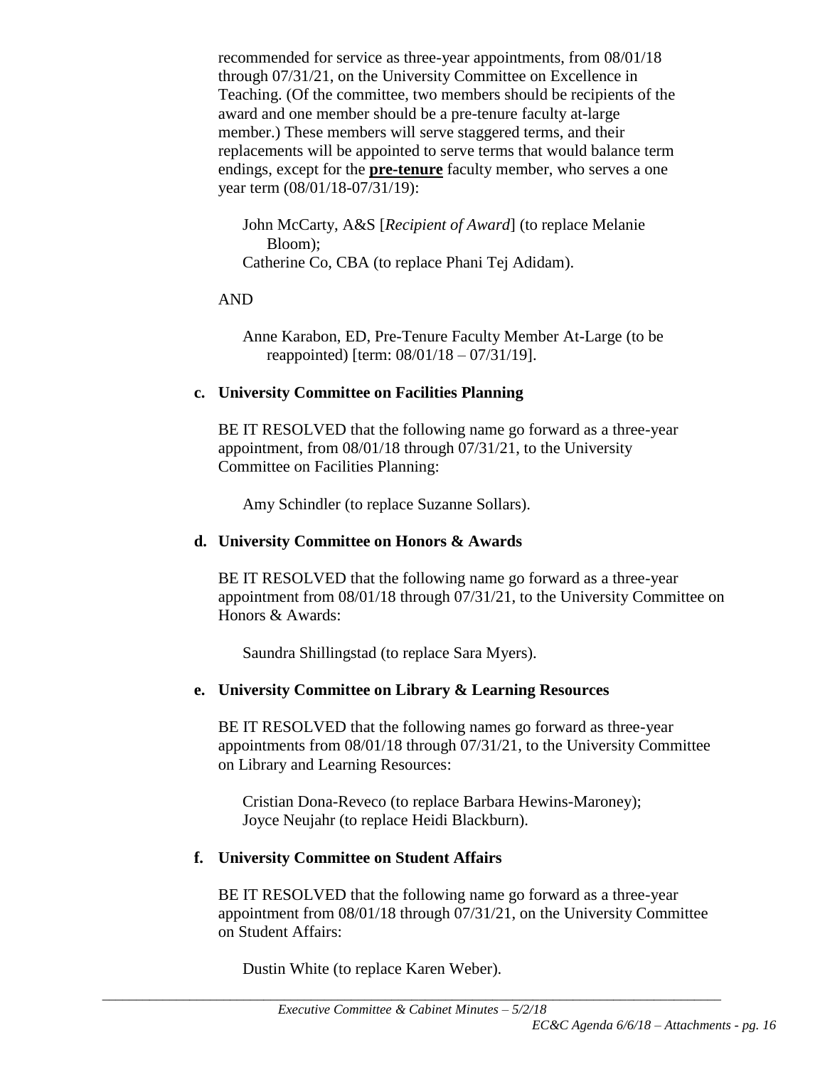recommended for service as three-year appointments, from 08/01/18 through 07/31/21, on the University Committee on Excellence in Teaching. (Of the committee, two members should be recipients of the award and one member should be a pre-tenure faculty at-large member.) These members will serve staggered terms, and their replacements will be appointed to serve terms that would balance term endings, except for the **pre-tenure** faculty member, who serves a one year term (08/01/18-07/31/19):

John McCarty, A&S [*Recipient of Award*] (to replace Melanie Bloom);
Catherine Co, CBA (to replace Phani Tej Adidam).

AND

Anne Karabon, ED, Pre-Tenure Faculty Member At-Large (to be reappointed) [term: 08/01/18 – 07/31/19].

**c. University Committee on Facilities Planning**

BE IT RESOLVED that the following name go forward as a three-year appointment, from 08/01/18 through 07/31/21, to the University Committee on Facilities Planning:

Amy Schindler (to replace Suzanne Sollars).

**d. University Committee on Honors & Awards**

BE IT RESOLVED that the following name go forward as a three-year appointment from 08/01/18 through 07/31/21, to the University Committee on Honors & Awards:

Saundra Shillingstad (to replace Sara Myers).

**e. University Committee on Library & Learning Resources**

BE IT RESOLVED that the following names go forward as three-year appointments from 08/01/18 through 07/31/21, to the University Committee on Library and Learning Resources:

Cristian Dona-Reveco (to replace Barbara Hewins-Maroney);
Joyce Neujahr (to replace Heidi Blackburn).

**f. University Committee on Student Affairs**

BE IT RESOLVED that the following name go forward as a three-year appointment from 08/01/18 through 07/31/21, on the University Committee on Student Affairs:

Dustin White (to replace Karen Weber).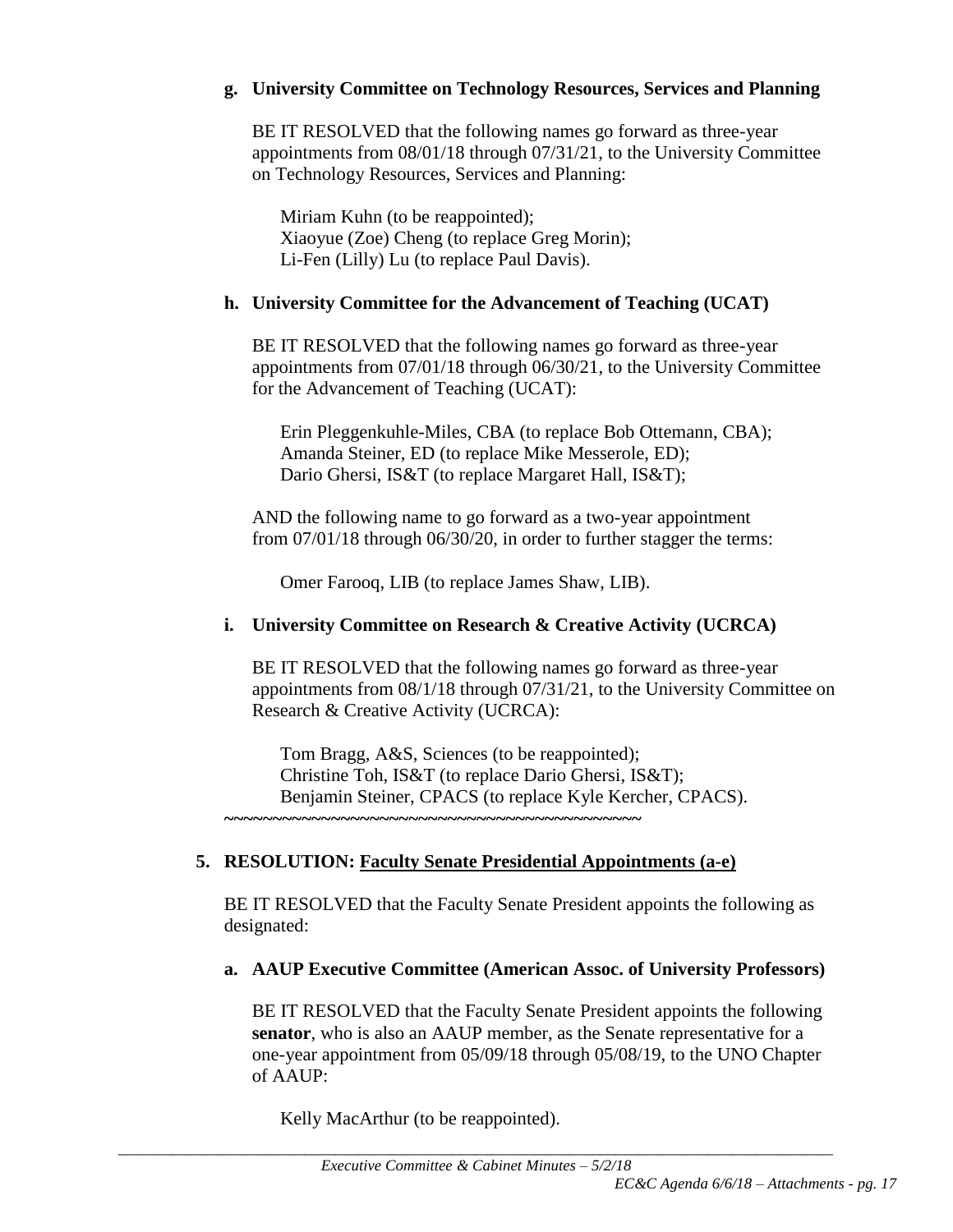**g. University Committee on Technology Resources, Services and Planning**

BE IT RESOLVED that the following names go forward as three-year appointments from 08/01/18 through 07/31/21, to the University Committee on Technology Resources, Services and Planning:

Miriam Kuhn (to be reappointed);
Xiaoyue (Zoe) Cheng (to replace Greg Morin);
Li-Fen (Lilly) Lu (to replace Paul Davis).

**h. University Committee for the Advancement of Teaching (UCAT)**

BE IT RESOLVED that the following names go forward as three-year appointments from 07/01/18 through 06/30/21, to the University Committee for the Advancement of Teaching (UCAT):

Erin Pleggenkuhle-Miles, CBA (to replace Bob Ottemann, CBA);
Amanda Steiner, ED (to replace Mike Messerole, ED);
Dario Ghersi, IS&T (to replace Margaret Hall, IS&T);

AND the following name to go forward as a two-year appointment from 07/01/18 through 06/30/20, in order to further stagger the terms:

Omer Farooq, LIB (to replace James Shaw, LIB).

**i. University Committee on Research & Creative Activity (UCRCA)**

BE IT RESOLVED that the following names go forward as three-year appointments from 08/1/18 through 07/31/21, to the University Committee on Research & Creative Activity (UCRCA):

Tom Bragg, A&S, Sciences (to be reappointed);
Christine Toh, IS&T (to replace Dario Ghersi, IS&T);
Benjamin Steiner, CPACS (to replace Kyle Kercher, CPACS).

~~~~~~~~~~~~~~~~~~~~~~~~~~~~~~~~~~~~~~~~~~~~~~

**5. RESOLUTION: <u>Faculty Senate Presidential Appointments (a-e)</u>**

BE IT RESOLVED that the Faculty Senate President appoints the following as designated:

**a. AAUP Executive Committee (American Assoc. of University Professors)**

BE IT RESOLVED that the Faculty Senate President appoints the following **senator**, who is also an AAUP member, as the Senate representative for a one-year appointment from 05/09/18 through 05/08/19, to the UNO Chapter of AAUP:

Kelly MacArthur (to be reappointed).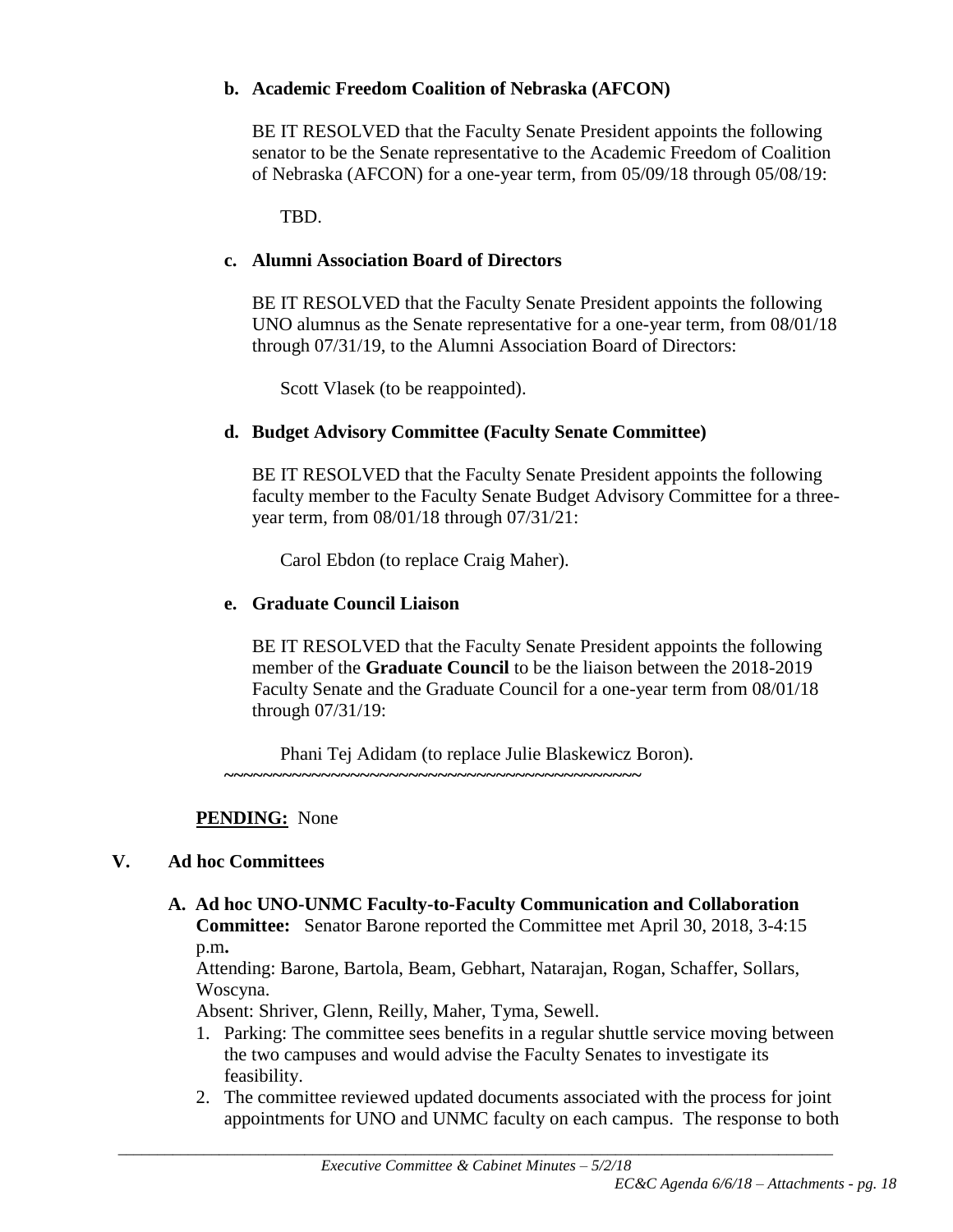**b. Academic Freedom Coalition of Nebraska (AFCON)**

BE IT RESOLVED that the Faculty Senate President appoints the following senator to be the Senate representative to the Academic Freedom of Coalition of Nebraska (AFCON) for a one-year term, from 05/09/18 through 05/08/19:

TBD.

**c. Alumni Association Board of Directors**

BE IT RESOLVED that the Faculty Senate President appoints the following UNO alumnus as the Senate representative for a one-year term, from 08/01/18 through 07/31/19, to the Alumni Association Board of Directors:

Scott Vlasek (to be reappointed).

**d. Budget Advisory Committee (Faculty Senate Committee)**

BE IT RESOLVED that the Faculty Senate President appoints the following faculty member to the Faculty Senate Budget Advisory Committee for a three-year term, from 08/01/18 through 07/31/21:

Carol Ebdon (to replace Craig Maher).

**e. Graduate Council Liaison**

BE IT RESOLVED that the Faculty Senate President appoints the following member of the **Graduate Council** to be the liaison between the 2018-2019 Faculty Senate and the Graduate Council for a one-year term from 08/01/18 through 07/31/19:

Phani Tej Adidam (to replace Julie Blaskewicz Boron).

~~~~~~~~~~~~~~~~~~~~~~~~~~~~~~~~~~~~~~~~~~~~~~~~~

**PENDING:** None

## V. Ad hoc Committees

**A. Ad hoc UNO-UNMC Faculty-to-Faculty Communication and Collaboration Committee:** Senator Barone reported the Committee met April 30, 2018, 3-4:15 p.m**.**

Attending: Barone, Bartola, Beam, Gebhart, Natarajan, Rogan, Schaffer, Sollars, Woscyna.

Absent: Shriver, Glenn, Reilly, Maher, Tyma, Sewell.

1. Parking: The committee sees benefits in a regular shuttle service moving between the two campuses and would advise the Faculty Senates to investigate its feasibility.
2. The committee reviewed updated documents associated with the process for joint appointments for UNO and UNMC faculty on each campus. The response to both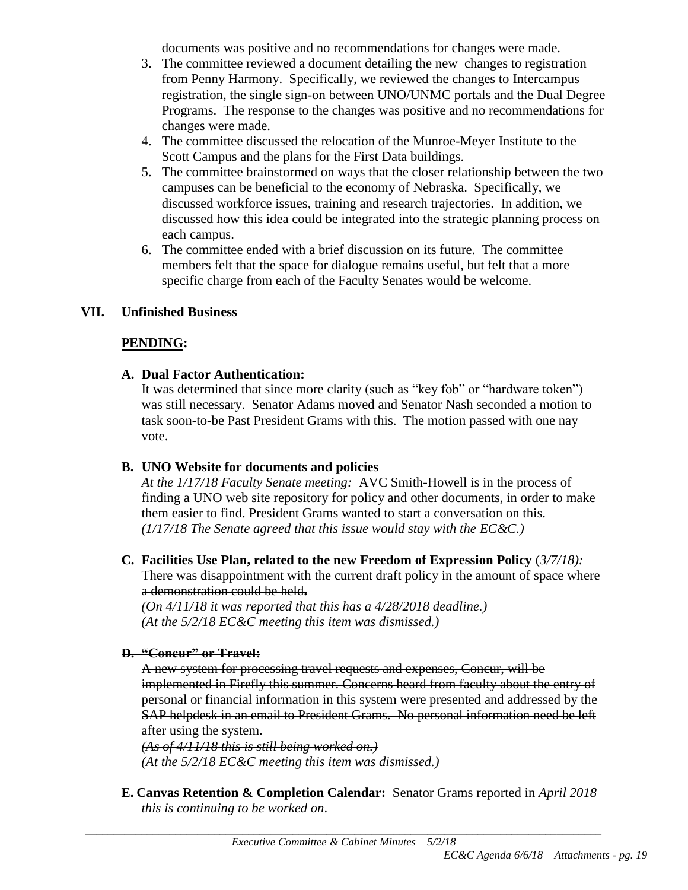documents was positive and no recommendations for changes were made.

3. The committee reviewed a document detailing the new changes to registration from Penny Harmony. Specifically, we reviewed the changes to Intercampus registration, the single sign-on between UNO/UNMC portals and the Dual Degree Programs. The response to the changes was positive and no recommendations for changes were made.
4. The committee discussed the relocation of the Munroe-Meyer Institute to the Scott Campus and the plans for the First Data buildings.
5. The committee brainstormed on ways that the closer relationship between the two campuses can be beneficial to the economy of Nebraska. Specifically, we discussed workforce issues, training and research trajectories. In addition, we discussed how this idea could be integrated into the strategic planning process on each campus.
6. The committee ended with a brief discussion on its future. The committee members felt that the space for dialogue remains useful, but felt that a more specific charge from each of the Faculty Senates would be welcome.

## VII. Unfinished Business

**PENDING:**

**A. Dual Factor Authentication:**
It was determined that since more clarity (such as "key fob" or "hardware token") was still necessary. Senator Adams moved and Senator Nash seconded a motion to task soon-to-be Past President Grams with this. The motion passed with one nay vote.

**B. UNO Website for documents and policies**
*At the 1/17/18 Faculty Senate meeting:* AVC Smith-Howell is in the process of finding a UNO web site repository for policy and other documents, in order to make them easier to find. President Grams wanted to start a conversation on this. *(1/17/18 The Senate agreed that this issue would stay with the EC&C.)*

~~**C. Facilities Use Plan, related to the new Freedom of Expression Policy** (*3/7/18):*~~
~~There was disappointment with the current draft policy in the amount of space where a demonstration could be held.~~
~~*(On 4/11/18 it was reported that this has a 4/28/2018 deadline.)*~~
*(At the 5/2/18 EC&C meeting this item was dismissed.)*

~~**D. "Concur" or Travel:**~~
~~A new system for processing travel requests and expenses, Concur, will be implemented in Firefly this summer. Concerns heard from faculty about the entry of personal or financial information in this system were presented and addressed by the SAP helpdesk in an email to President Grams. No personal information need be left after using the system.~~
~~*(As of 4/11/18 this is still being worked on.)*~~
*(At the 5/2/18 EC&C meeting this item was dismissed.)*

**E. Canvas Retention & Completion Calendar:** Senator Grams reported in *April 2018 this is continuing to be worked on*.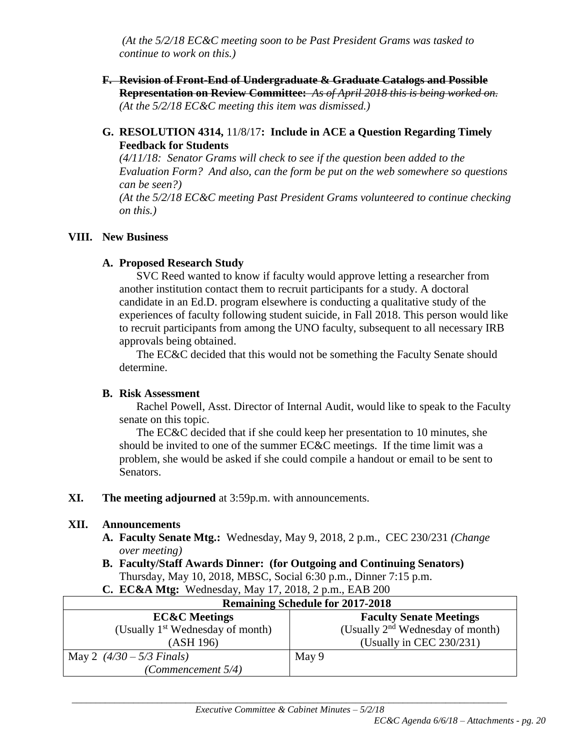*(At the 5/2/18 EC&C meeting soon to be Past President Grams was tasked to continue to work on this.)*

**F. ~~Revision of Front-End of Undergraduate & Graduate Catalogs and Possible Representation on Review Committee:~~** ~~*As of April 2018 this is being worked on.*~~ *(At the 5/2/18 EC&C meeting this item was dismissed.)*

**G. RESOLUTION 4314,** 11/8/17**: Include in ACE a Question Regarding Timely Feedback for Students**

*(4/11/18: Senator Grams will check to see if the question been added to the Evaluation Form? And also, can the form be put on the web somewhere so questions can be seen?)*

*(At the 5/2/18 EC&C meeting Past President Grams volunteered to continue checking on this.)*

## VIII. New Business

### A. Proposed Research Study

SVC Reed wanted to know if faculty would approve letting a researcher from another institution contact them to recruit participants for a study. A doctoral candidate in an Ed.D. program elsewhere is conducting a qualitative study of the experiences of faculty following student suicide, in Fall 2018. This person would like to recruit participants from among the UNO faculty, subsequent to all necessary IRB approvals being obtained.

The EC&C decided that this would not be something the Faculty Senate should determine.

### B. Risk Assessment

Rachel Powell, Asst. Director of Internal Audit, would like to speak to the Faculty senate on this topic.

The EC&C decided that if she could keep her presentation to 10 minutes, she should be invited to one of the summer EC&C meetings. If the time limit was a problem, she would be asked if she could compile a handout or email to be sent to Senators.

## XI. The meeting adjourned at 3:59p.m. with announcements.

## XII. Announcements

**A. Faculty Senate Mtg.:** Wednesday, May 9, 2018, 2 p.m., CEC 230/231 *(Change over meeting)*

**B. Faculty/Staff Awards Dinner: (for Outgoing and Continuing Senators)** Thursday, May 10, 2018, MBSC, Social 6:30 p.m., Dinner 7:15 p.m.

**C. EC&A Mtg:** Wednesday, May 17, 2018, 2 p.m., EAB 200

| Remaining Schedule for 2017-2018 | |
|---|---|
| **EC&C Meetings** (Usually 1st Wednesday of month) (ASH 196) | **Faculty Senate Meetings** (Usually 2nd Wednesday of month) (Usually in CEC 230/231) |
| May 2 *(4/30 – 5/3 Finals)* *(Commencement 5/4)* | May 9 |

*Executive Committee & Cabinet Minutes – 5/2/18*

*EC&C Agenda 6/6/18 – Attachments - pg. 20*